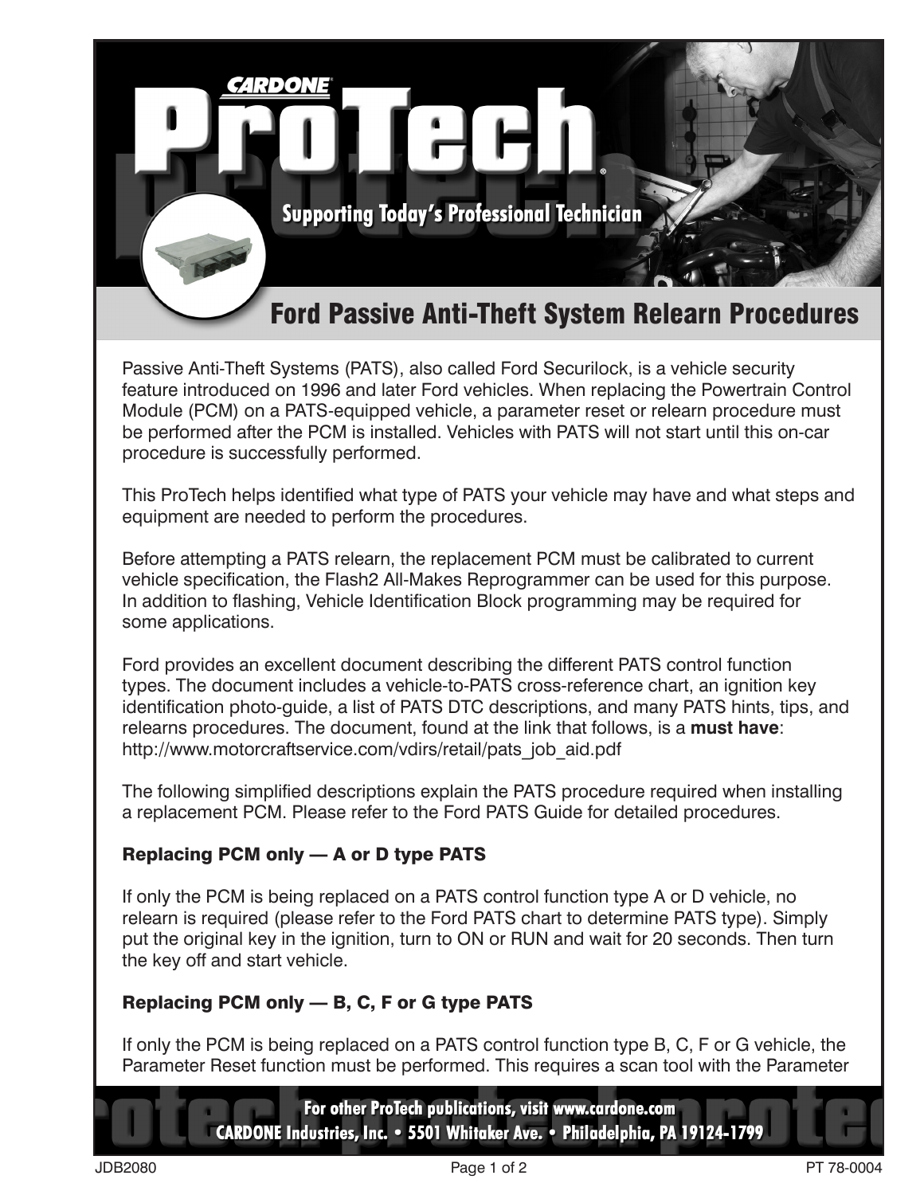# CARDONE ProTech

**Supporting Today's Professional Technician**

## Ford Passive Anti-Theft System Relearn Procedures

Passive Anti-Theft Systems (PATS), also called Ford Securilock, is a vehicle security feature introduced on 1996 and later Ford vehicles. When replacing the Powertrain Control Module (PCM) on a PATS-equipped vehicle, a parameter reset or relearn procedure must be performed after the PCM is installed. Vehicles with PATS will not start until this on-car procedure is successfully performed.

This ProTech helps identified what type of PATS your vehicle may have and what steps and equipment are needed to perform the procedures.

Before attempting a PATS relearn, the replacement PCM must be calibrated to current vehicle specification, the Flash2 All-Makes Reprogrammer can be used for this purpose. In addition to flashing, Vehicle Identification Block programming may be required for some applications.

Ford provides an excellent document describing the different PATS control function types. The document includes a vehicle-to-PATS cross-reference chart, an ignition key identification photo-guide, a list of PATS DTC descriptions, and many PATS hints, tips, and relearns procedures. The document, found at the link that follows, is a **must have**: http://www.motorcraftservice.com/vdirs/retail/pats_job_aid.pdf

The following simplified descriptions explain the PATS procedure required when installing a replacement PCM. Please refer to the Ford PATS Guide for detailed procedures.

### Replacing PCM only — A or D type PATS

If only the PCM is being replaced on a PATS control function type A or D vehicle, no relearn is required (please refer to the Ford PATS chart to determine PATS type). Simply put the original key in the ignition, turn to ON or RUN and wait for 20 seconds. Then turn the key off and start vehicle.

### Replacing PCM only — B, C, F or G type PATS

If only the PCM is being replaced on a PATS control function type B, C, F or G vehicle, the Parameter Reset function must be performed. This requires a scan tool with the Parameter

For other ProTech publications, visit www.cardone.com
CARDONE Industries, Inc. • 5501 Whitaker Ave. • Philadelphia, PA 19124-1799

JDB2080 PT 78-0004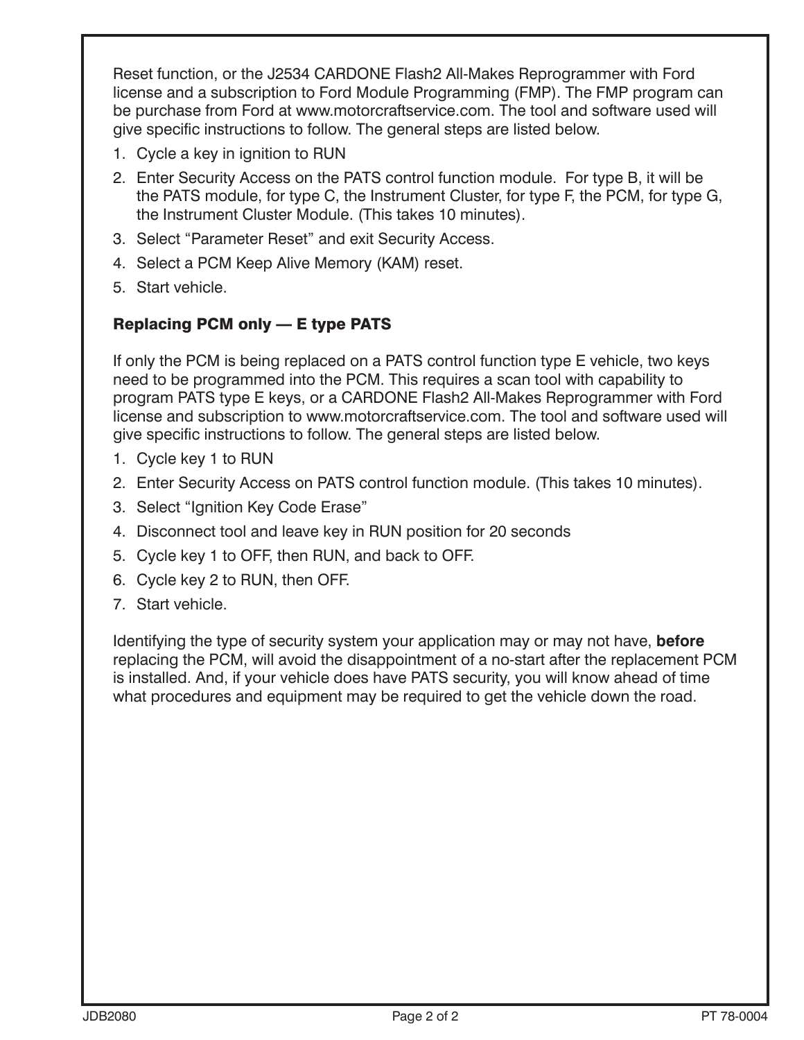Reset function, or the J2534 CARDONE Flash2 All-Makes Reprogrammer with Ford license and a subscription to Ford Module Programming (FMP). The FMP program can be purchase from Ford at www.motorcraftservice.com. The tool and software used will give specific instructions to follow. The general steps are listed below.

1. Cycle a key in ignition to RUN
2. Enter Security Access on the PATS control function module. For type B, it will be the PATS module, for type C, the Instrument Cluster, for type F, the PCM, for type G, the Instrument Cluster Module. (This takes 10 minutes).
3. Select "Parameter Reset" and exit Security Access.
4. Select a PCM Keep Alive Memory (KAM) reset.
5. Start vehicle.

### Replacing PCM only — E type PATS

If only the PCM is being replaced on a PATS control function type E vehicle, two keys need to be programmed into the PCM. This requires a scan tool with capability to program PATS type E keys, or a CARDONE Flash2 All-Makes Reprogrammer with Ford license and subscription to www.motorcraftservice.com. The tool and software used will give specific instructions to follow. The general steps are listed below.

1. Cycle key 1 to RUN
2. Enter Security Access on PATS control function module. (This takes 10 minutes).
3. Select "Ignition Key Code Erase"
4. Disconnect tool and leave key in RUN position for 20 seconds
5. Cycle key 1 to OFF, then RUN, and back to OFF.
6. Cycle key 2 to RUN, then OFF.
7. Start vehicle.

Identifying the type of security system your application may or may not have, **before** replacing the PCM, will avoid the disappointment of a no-start after the replacement PCM is installed. And, if your vehicle does have PATS security, you will know ahead of time what procedures and equipment may be required to get the vehicle down the road.